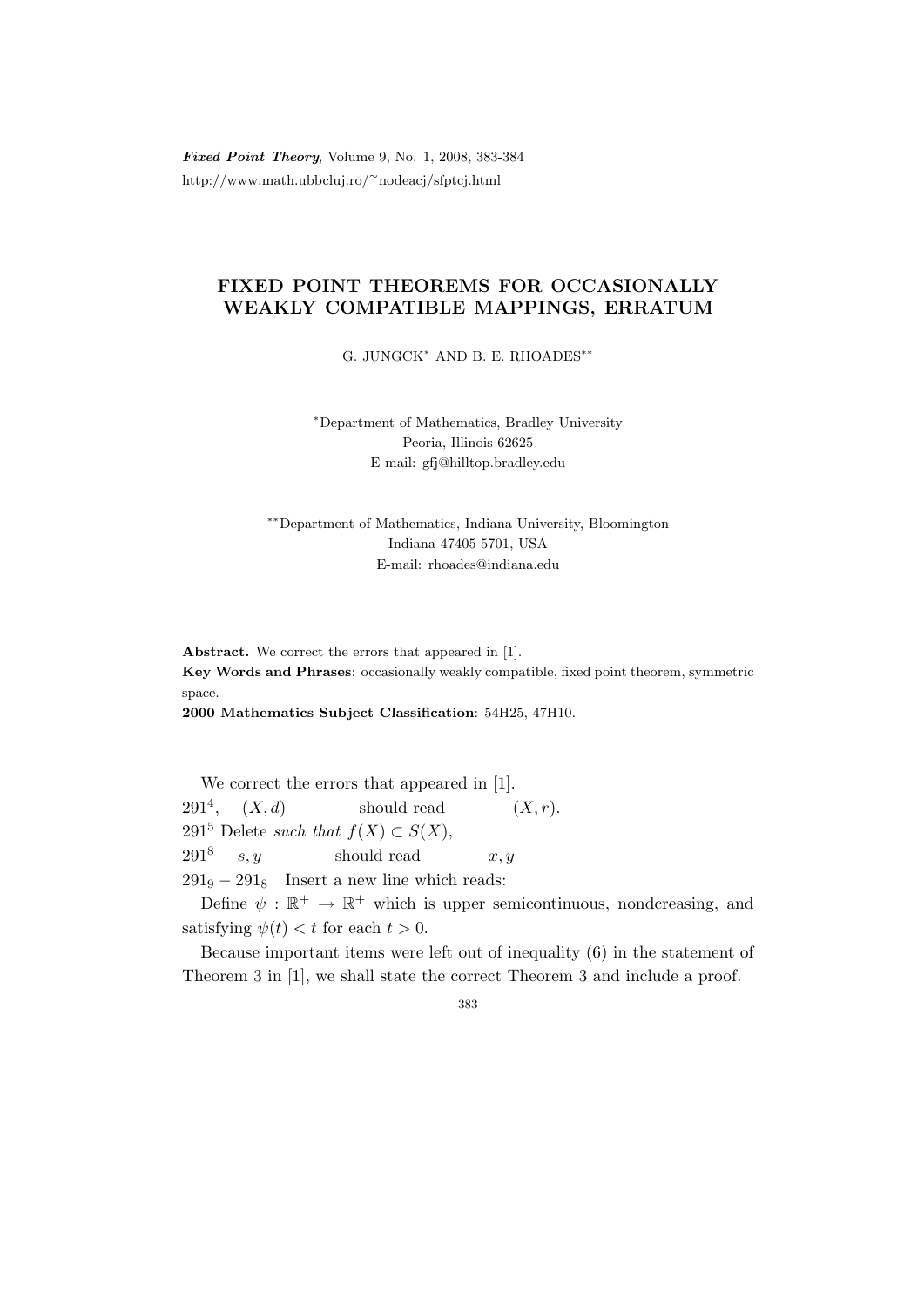# FIXED POINT THEOREMS FOR OCCASIONALLY WEAKLY COMPATIBLE MAPPINGS, ERRATUM

G. JUNGCK* AND B. E. RHOADES**

*Department of Mathematics, Bradley University
Peoria, Illinois 62625
E-mail: gfj@hilltop.bradley.edu

**Department of Mathematics, Indiana University, Bloomington
Indiana 47405-5701, USA
E-mail: rhoades@indiana.edu

**Abstract.** We correct the errors that appeared in [1].

**Key Words and Phrases**: occasionally weakly compatible, fixed point theorem, symmetric space.

**2000 Mathematics Subject Classification**: 54H25, 47H10.

We correct the errors that appeared in [1].

$291^4$, $(X, d)$ should read $(X, r)$.

$291^5$ Delete *such that* $f(X) \subset S(X)$,

$291^8$ $s, y$ should read $x, y$

$291_9 - 291_8$ Insert a new line which reads:

Define $\psi : \mathbb{R}^+ \to \mathbb{R}^+$ which is upper semicontinuous, nondcreasing, and satisfying $\psi(t) < t$ for each $t > 0$.

Because important items were left out of inequality (6) in the statement of Theorem 3 in [1], we shall state the correct Theorem 3 and include a proof.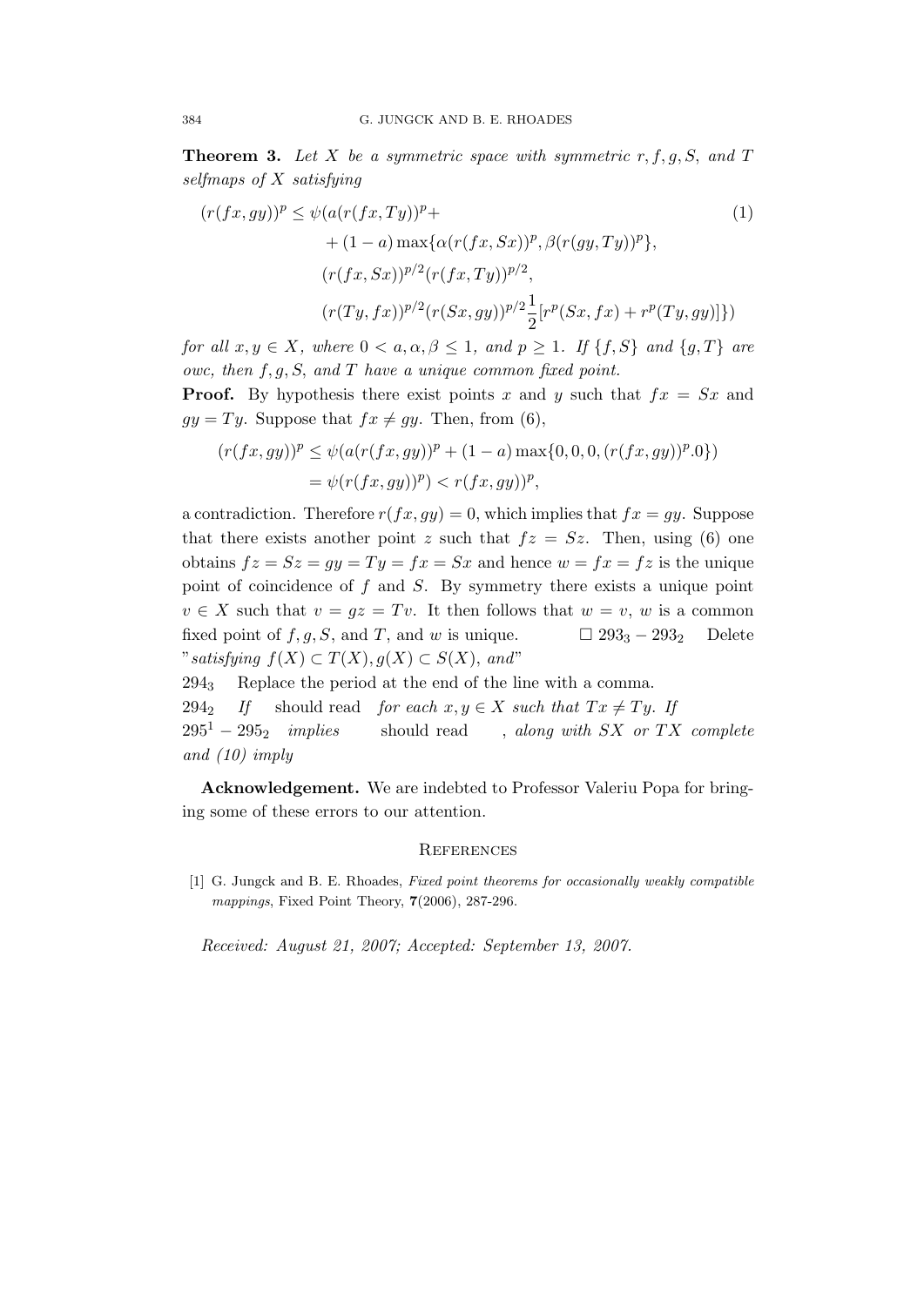**Theorem 3.** *Let $X$ be a symmetric space with symmetric $r, f, g, S$, and $T$ selfmaps of $X$ satisfying*

$$
\begin{aligned}
(r(fx, gy))^p \leq \psi(a(r(fx, Ty))^p + & \qquad\qquad\qquad\qquad\qquad\qquad (1)\\
& + (1-a)\max\{\alpha(r(fx, Sx))^p, \beta(r(gy, Ty))^p\},\\
& (r(fx, Sx))^{p/2}(r(fx, Ty))^{p/2},\\
& (r(Ty, fx))^{p/2}(r(Sx, gy))^{p/2}\frac{1}{2}[r^p(Sx, fx) + r^p(Ty, gy)]\})
\end{aligned}
$$

*for all $x, y \in X$, where $0 < a, \alpha, \beta \leq 1$, and $p \geq 1$. If $\{f, S\}$ and $\{g, T\}$ are owc, then $f, g, S$, and $T$ have a unique common fixed point.*

**Proof.** By hypothesis there exist points $x$ and $y$ such that $fx = Sx$ and $gy = Ty$. Suppose that $fx \neq gy$. Then, from (6),

$$
\begin{aligned}
(r(fx, gy))^p &\leq \psi(a(r(fx, gy))^p + (1-a)\max\{0, 0, 0, (r(fx, gy))^p.0\})\\
&= \psi(r(fx, gy))^p) < r(fx, gy))^p,
\end{aligned}
$$

a contradiction. Therefore $r(fx, gy) = 0$, which implies that $fx = gy$. Suppose that there exists another point $z$ such that $fz = Sz$. Then, using (6) one obtains $fz = Sz = gy = Ty = fx = Sx$ and hence $w = fx = fz$ is the unique point of coincidence of $f$ and $S$. By symmetry there exists a unique point $v \in X$ such that $v = gz = Tv$. It then follows that $w = v$, $w$ is a common fixed point of $f, g, S$, and $T$, and $w$ is unique. $\square$ $293_3 - 293_2$ Delete "*satisfying $f(X) \subset T(X), g(X) \subset S(X)$, and*"

$294_3$ Replace the period at the end of the line with a comma.

$294_2$ *If* should read *for each $x, y \in X$ such that $Tx \neq Ty$. If*

$295^1 - 295_2$ *implies* should read , *along with $SX$ or $TX$ complete and (10) imply*

**Acknowledgement.** We are indebted to Professor Valeriu Popa for bringing some of these errors to our attention.

## References

[1] G. Jungck and B. E. Rhoades, *Fixed point theorems for occasionally weakly compatible mappings*, Fixed Point Theory, **7**(2006), 287-296.

*Received: August 21, 2007; Accepted: September 13, 2007.*